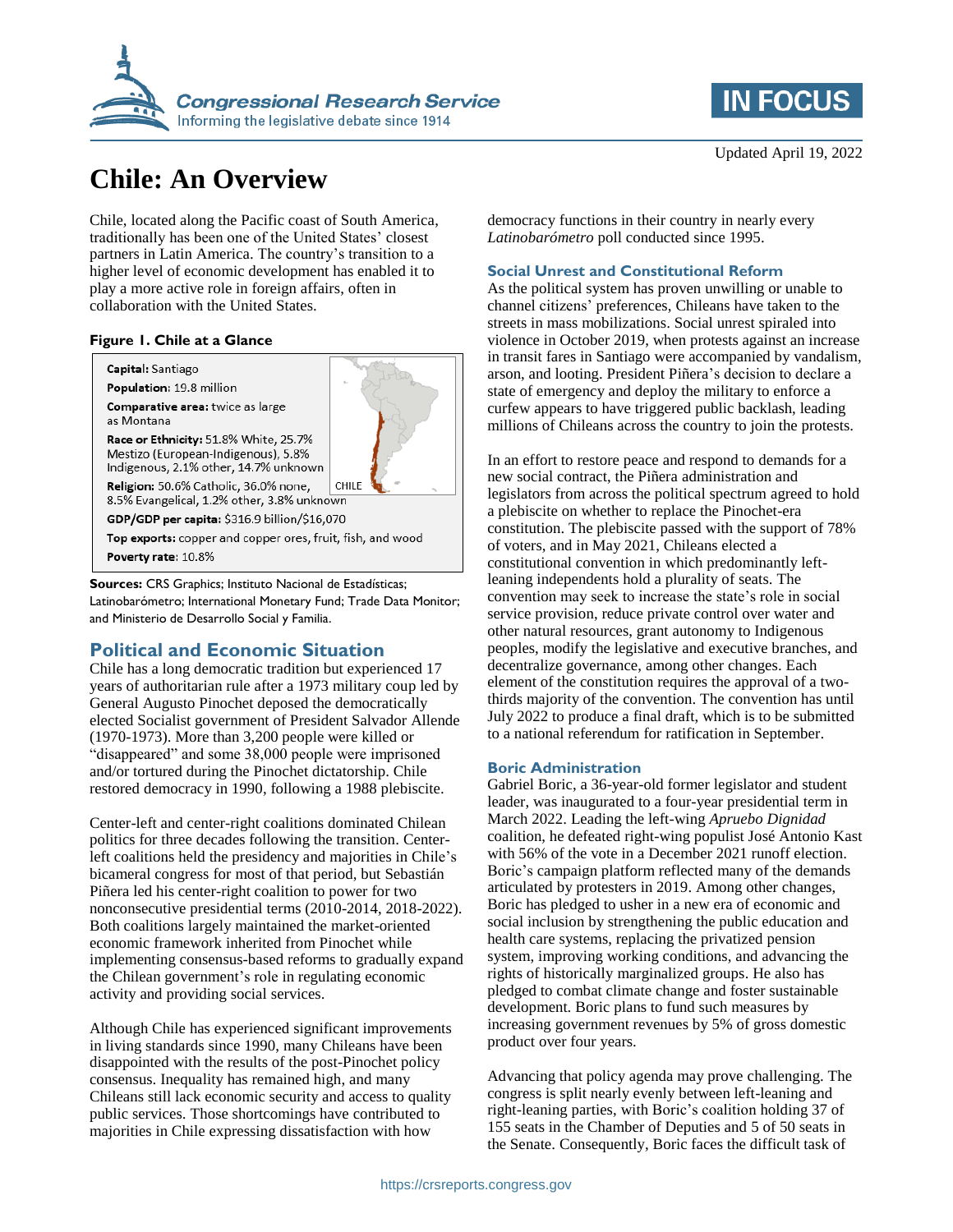# Chile: An Overview

Updated April 19, 2022

Chile, located along the Pacific coast of South America, traditionally has been one of the United States' closest partners in Latin America. The country's transition to a higher level of economic development has enabled it to play a more active role in foreign affairs, often in collaboration with the United States.

**Figure 1. Chile at a Glance**

**Capital:** Santiago

**Population:** 19.8 million

**Comparative area:** twice as large as Montana

**Race or Ethnicity:** 51.8% White, 25.7% Mestizo (European-Indigenous), 5.8% Indigenous, 2.1% other, 14.7% unknown

**Religion:** 50.6% Catholic, 36.0% none, 8.5% Evangelical, 1.2% other, 3.8% unknown

**GDP/GDP per capita:** $316.9 billion/$16,070

**Top exports:** copper and copper ores, fruit, fish, and wood

**Poverty rate:** 10.8%

**Sources:** CRS Graphics; Instituto Nacional de Estadísticas; Latinobarómetro; International Monetary Fund; Trade Data Monitor; and Ministerio de Desarrollo Social y Familia.

## Political and Economic Situation

Chile has a long democratic tradition but experienced 17 years of authoritarian rule after a 1973 military coup led by General Augusto Pinochet deposed the democratically elected Socialist government of President Salvador Allende (1970-1973). More than 3,200 people were killed or "disappeared" and some 38,000 people were imprisoned and/or tortured during the Pinochet dictatorship. Chile restored democracy in 1990, following a 1988 plebiscite.

Center-left and center-right coalitions dominated Chilean politics for three decades following the transition. Center-left coalitions held the presidency and majorities in Chile's bicameral congress for most of that period, but Sebastián Piñera led his center-right coalition to power for two nonconsecutive presidential terms (2010-2014, 2018-2022). Both coalitions largely maintained the market-oriented economic framework inherited from Pinochet while implementing consensus-based reforms to gradually expand the Chilean government's role in regulating economic activity and providing social services.

Although Chile has experienced significant improvements in living standards since 1990, many Chileans have been disappointed with the results of the post-Pinochet policy consensus. Inequality has remained high, and many Chileans still lack economic security and access to quality public services. Those shortcomings have contributed to majorities in Chile expressing dissatisfaction with how democracy functions in their country in nearly every *Latinobarómetro* poll conducted since 1995.

### Social Unrest and Constitutional Reform

As the political system has proven unwilling or unable to channel citizens' preferences, Chileans have taken to the streets in mass mobilizations. Social unrest spiraled into violence in October 2019, when protests against an increase in transit fares in Santiago were accompanied by vandalism, arson, and looting. President Piñera's decision to declare a state of emergency and deploy the military to enforce a curfew appears to have triggered public backlash, leading millions of Chileans across the country to join the protests.

In an effort to restore peace and respond to demands for a new social contract, the Piñera administration and legislators from across the political spectrum agreed to hold a plebiscite on whether to replace the Pinochet-era constitution. The plebiscite passed with the support of 78% of voters, and in May 2021, Chileans elected a constitutional convention in which predominantly left-leaning independents hold a plurality of seats. The convention may seek to increase the state's role in social service provision, reduce private control over water and other natural resources, grant autonomy to Indigenous peoples, modify the legislative and executive branches, and decentralize governance, among other changes. Each element of the constitution requires the approval of a two-thirds majority of the convention. The convention has until July 2022 to produce a final draft, which is to be submitted to a national referendum for ratification in September.

### Boric Administration

Gabriel Boric, a 36-year-old former legislator and student leader, was inaugurated to a four-year presidential term in March 2022. Leading the left-wing *Apruebo Dignidad* coalition, he defeated right-wing populist José Antonio Kast with 56% of the vote in a December 2021 runoff election. Boric's campaign platform reflected many of the demands articulated by protesters in 2019. Among other changes, Boric has pledged to usher in a new era of economic and social inclusion by strengthening the public education and health care systems, replacing the privatized pension system, improving working conditions, and advancing the rights of historically marginalized groups. He also has pledged to combat climate change and foster sustainable development. Boric plans to fund such measures by increasing government revenues by 5% of gross domestic product over four years.

Advancing that policy agenda may prove challenging. The congress is split nearly evenly between left-leaning and right-leaning parties, with Boric's coalition holding 37 of 155 seats in the Chamber of Deputies and 5 of 50 seats in the Senate. Consequently, Boric faces the difficult task of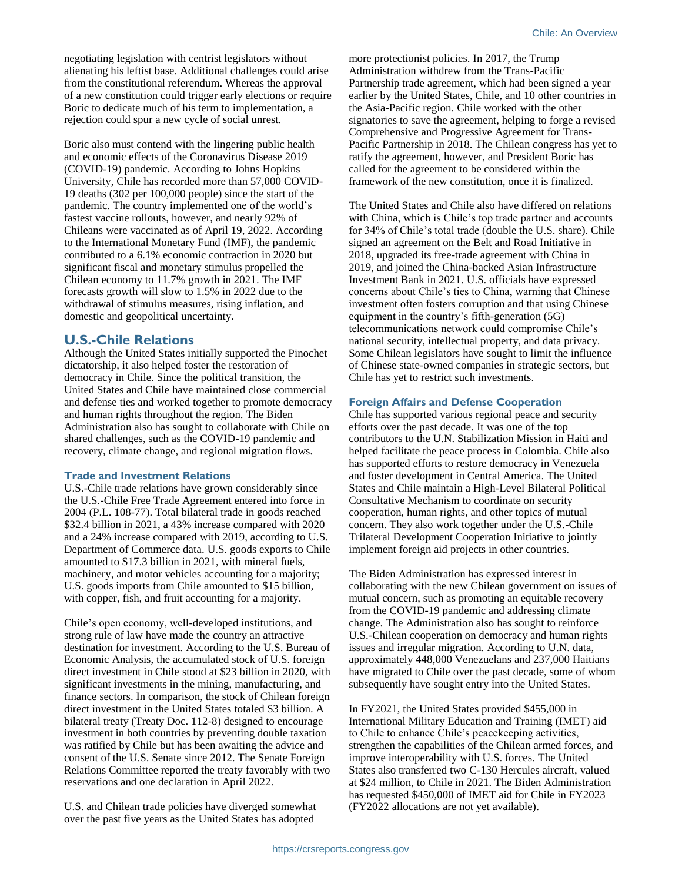negotiating legislation with centrist legislators without alienating his leftist base. Additional challenges could arise from the constitutional referendum. Whereas the approval of a new constitution could trigger early elections or require Boric to dedicate much of his term to implementation, a rejection could spur a new cycle of social unrest.

Boric also must contend with the lingering public health and economic effects of the Coronavirus Disease 2019 (COVID-19) pandemic. According to Johns Hopkins University, Chile has recorded more than 57,000 COVID-19 deaths (302 per 100,000 people) since the start of the pandemic. The country implemented one of the world's fastest vaccine rollouts, however, and nearly 92% of Chileans were vaccinated as of April 19, 2022. According to the International Monetary Fund (IMF), the pandemic contributed to a 6.1% economic contraction in 2020 but significant fiscal and monetary stimulus propelled the Chilean economy to 11.7% growth in 2021. The IMF forecasts growth will slow to 1.5% in 2022 due to the withdrawal of stimulus measures, rising inflation, and domestic and geopolitical uncertainty.

## U.S.-Chile Relations

Although the United States initially supported the Pinochet dictatorship, it also helped foster the restoration of democracy in Chile. Since the political transition, the United States and Chile have maintained close commercial and defense ties and worked together to promote democracy and human rights throughout the region. The Biden Administration also has sought to collaborate with Chile on shared challenges, such as the COVID-19 pandemic and recovery, climate change, and regional migration flows.

### Trade and Investment Relations

U.S.-Chile trade relations have grown considerably since the U.S.-Chile Free Trade Agreement entered into force in 2004 (P.L. 108-77). Total bilateral trade in goods reached $32.4 billion in 2021, a 43% increase compared with 2020 and a 24% increase compared with 2019, according to U.S. Department of Commerce data. U.S. goods exports to Chile amounted to $17.3 billion in 2021, with mineral fuels, machinery, and motor vehicles accounting for a majority; U.S. goods imports from Chile amounted to $15 billion, with copper, fish, and fruit accounting for a majority.

Chile's open economy, well-developed institutions, and strong rule of law have made the country an attractive destination for investment. According to the U.S. Bureau of Economic Analysis, the accumulated stock of U.S. foreign direct investment in Chile stood at $23 billion in 2020, with significant investments in the mining, manufacturing, and finance sectors. In comparison, the stock of Chilean foreign direct investment in the United States totaled $3 billion. A bilateral treaty (Treaty Doc. 112-8) designed to encourage investment in both countries by preventing double taxation was ratified by Chile but has been awaiting the advice and consent of the U.S. Senate since 2012. The Senate Foreign Relations Committee reported the treaty favorably with two reservations and one declaration in April 2022.

U.S. and Chilean trade policies have diverged somewhat over the past five years as the United States has adopted more protectionist policies. In 2017, the Trump Administration withdrew from the Trans-Pacific Partnership trade agreement, which had been signed a year earlier by the United States, Chile, and 10 other countries in the Asia-Pacific region. Chile worked with the other signatories to save the agreement, helping to forge a revised Comprehensive and Progressive Agreement for Trans-Pacific Partnership in 2018. The Chilean congress has yet to ratify the agreement, however, and President Boric has called for the agreement to be considered within the framework of the new constitution, once it is finalized.

The United States and Chile also have differed on relations with China, which is Chile's top trade partner and accounts for 34% of Chile's total trade (double the U.S. share). Chile signed an agreement on the Belt and Road Initiative in 2018, upgraded its free-trade agreement with China in 2019, and joined the China-backed Asian Infrastructure Investment Bank in 2021. U.S. officials have expressed concerns about Chile's ties to China, warning that Chinese investment often fosters corruption and that using Chinese equipment in the country's fifth-generation (5G) telecommunications network could compromise Chile's national security, intellectual property, and data privacy. Some Chilean legislators have sought to limit the influence of Chinese state-owned companies in strategic sectors, but Chile has yet to restrict such investments.

### Foreign Affairs and Defense Cooperation

Chile has supported various regional peace and security efforts over the past decade. It was one of the top contributors to the U.N. Stabilization Mission in Haiti and helped facilitate the peace process in Colombia. Chile also has supported efforts to restore democracy in Venezuela and foster development in Central America. The United States and Chile maintain a High-Level Bilateral Political Consultative Mechanism to coordinate on security cooperation, human rights, and other topics of mutual concern. They also work together under the U.S.-Chile Trilateral Development Cooperation Initiative to jointly implement foreign aid projects in other countries.

The Biden Administration has expressed interest in collaborating with the new Chilean government on issues of mutual concern, such as promoting an equitable recovery from the COVID-19 pandemic and addressing climate change. The Administration also has sought to reinforce U.S.-Chilean cooperation on democracy and human rights issues and irregular migration. According to U.N. data, approximately 448,000 Venezuelans and 237,000 Haitians have migrated to Chile over the past decade, some of whom subsequently have sought entry into the United States.

In FY2021, the United States provided $455,000 in International Military Education and Training (IMET) aid to Chile to enhance Chile's peacekeeping activities, strengthen the capabilities of the Chilean armed forces, and improve interoperability with U.S. forces. The United States also transferred two C-130 Hercules aircraft, valued at $24 million, to Chile in 2021. The Biden Administration has requested $450,000 of IMET aid for Chile in FY2023 (FY2022 allocations are not yet available).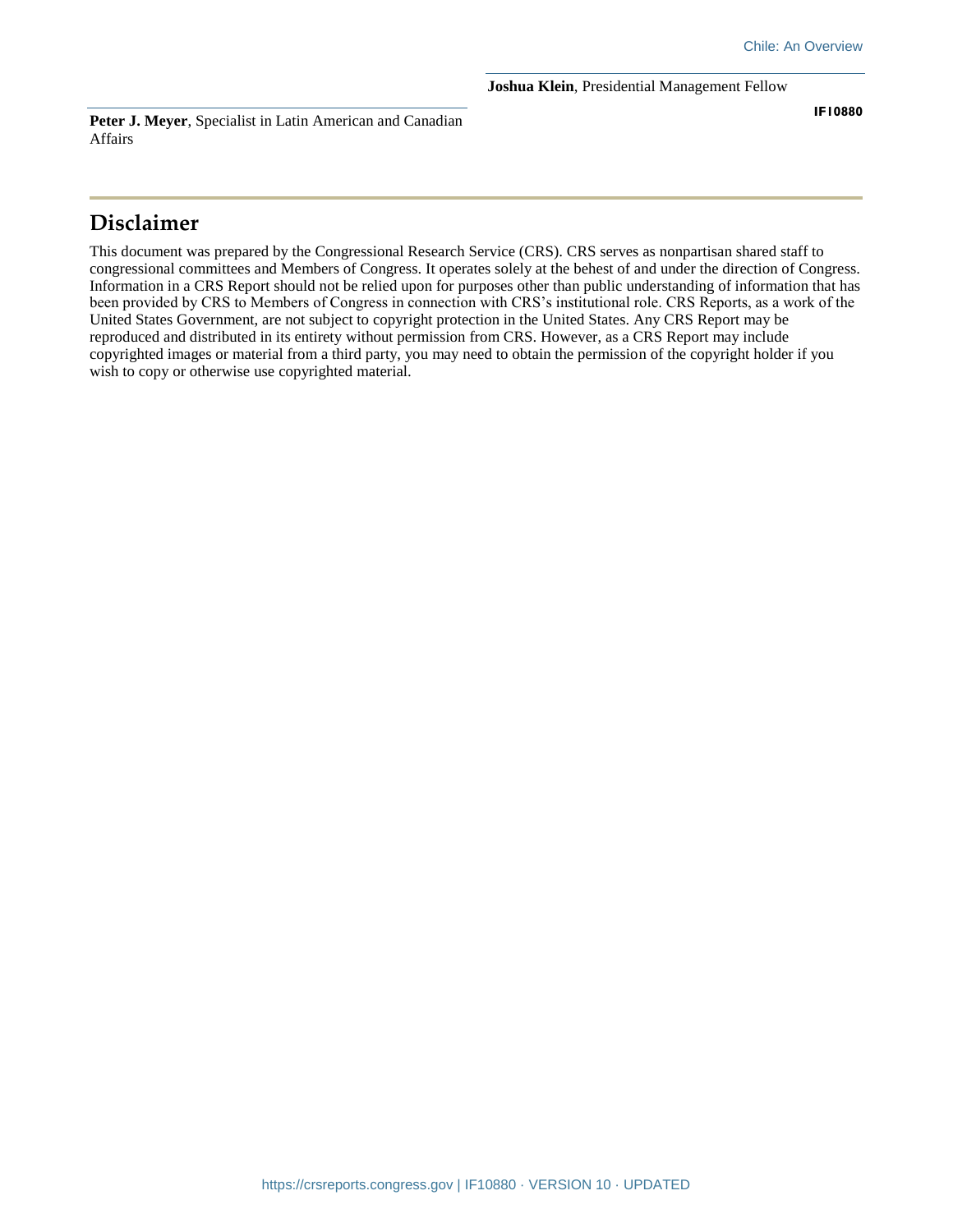**Joshua Klein**, Presidential Management Fellow

IF10880

**Peter J. Meyer**, Specialist in Latin American and Canadian Affairs

## Disclaimer

This document was prepared by the Congressional Research Service (CRS). CRS serves as nonpartisan shared staff to congressional committees and Members of Congress. It operates solely at the behest of and under the direction of Congress. Information in a CRS Report should not be relied upon for purposes other than public understanding of information that has been provided by CRS to Members of Congress in connection with CRS's institutional role. CRS Reports, as a work of the United States Government, are not subject to copyright protection in the United States. Any CRS Report may be reproduced and distributed in its entirety without permission from CRS. However, as a CRS Report may include copyrighted images or material from a third party, you may need to obtain the permission of the copyright holder if you wish to copy or otherwise use copyrighted material.